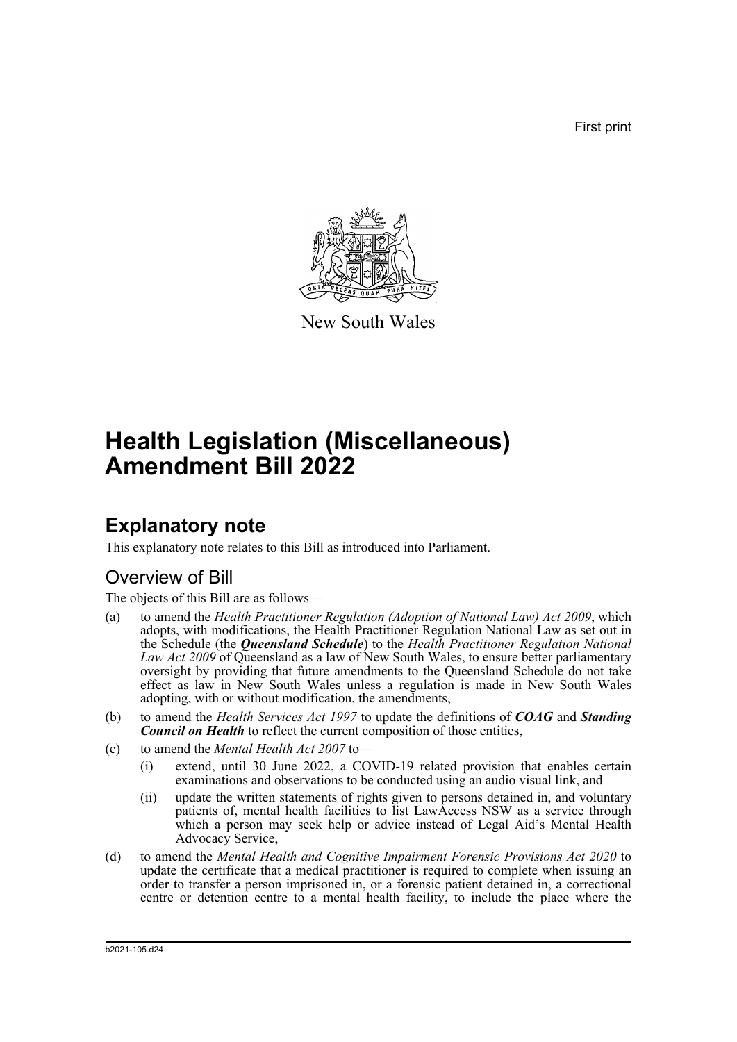First print

New South Wales

# Health Legislation (Miscellaneous) Amendment Bill 2022

## Explanatory note

This explanatory note relates to this Bill as introduced into Parliament.

### Overview of Bill

The objects of this Bill are as follows—

(a) to amend the *Health Practitioner Regulation (Adoption of National Law) Act 2009*, which adopts, with modifications, the Health Practitioner Regulation National Law as set out in the Schedule (the ***Queensland Schedule***) to the *Health Practitioner Regulation National Law Act 2009* of Queensland as a law of New South Wales, to ensure better parliamentary oversight by providing that future amendments to the Queensland Schedule do not take effect as law in New South Wales unless a regulation is made in New South Wales adopting, with or without modification, the amendments,

(b) to amend the *Health Services Act 1997* to update the definitions of ***COAG*** and ***Standing Council on Health*** to reflect the current composition of those entities,

(c) to amend the *Mental Health Act 2007* to—

(i) extend, until 30 June 2022, a COVID-19 related provision that enables certain examinations and observations to be conducted using an audio visual link, and

(ii) update the written statements of rights given to persons detained in, and voluntary patients of, mental health facilities to list LawAccess NSW as a service through which a person may seek help or advice instead of Legal Aid's Mental Health Advocacy Service,

(d) to amend the *Mental Health and Cognitive Impairment Forensic Provisions Act 2020* to update the certificate that a medical practitioner is required to complete when issuing an order to transfer a person imprisoned in, or a forensic patient detained in, a correctional centre or detention centre to a mental health facility, to include the place where the

b2021-105.d24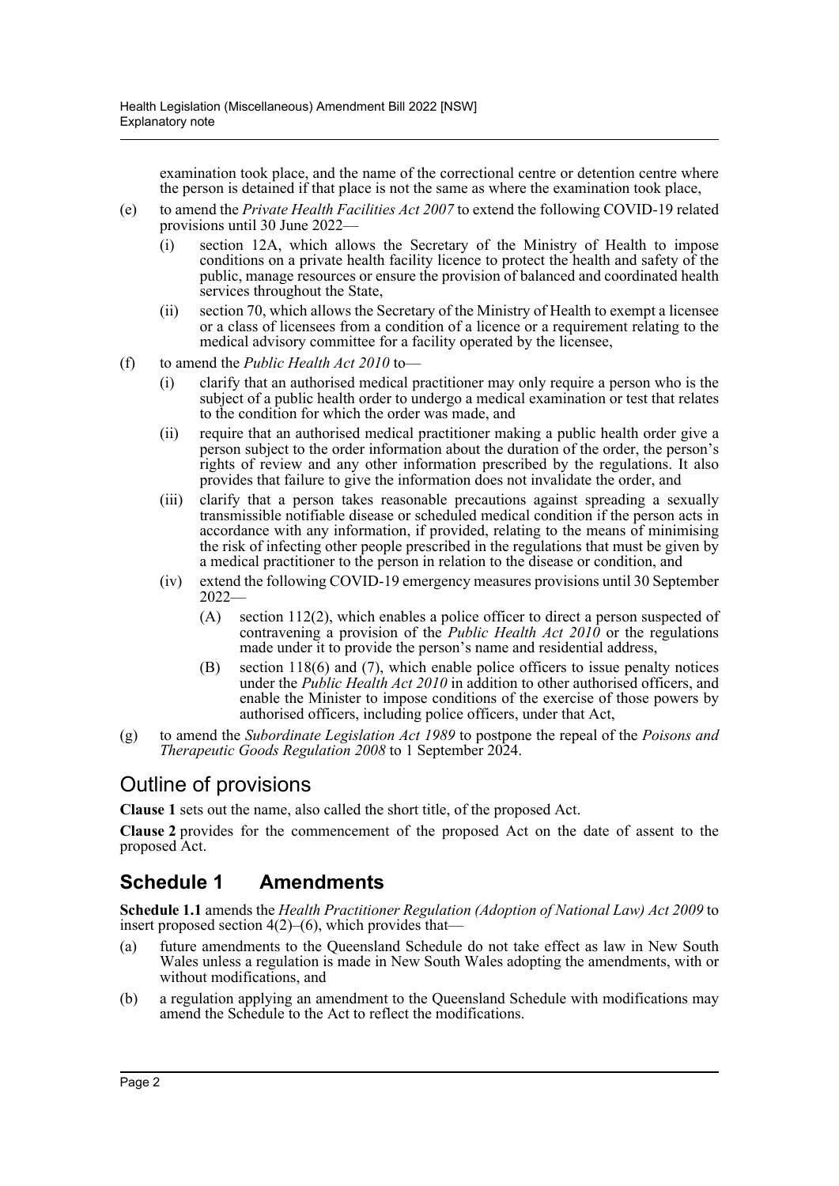examination took place, and the name of the correctional centre or detention centre where the person is detained if that place is not the same as where the examination took place,

(e) to amend the *Private Health Facilities Act 2007* to extend the following COVID-19 related provisions until 30 June 2022—

   (i) section 12A, which allows the Secretary of the Ministry of Health to impose conditions on a private health facility licence to protect the health and safety of the public, manage resources or ensure the provision of balanced and coordinated health services throughout the State,

   (ii) section 70, which allows the Secretary of the Ministry of Health to exempt a licensee or a class of licensees from a condition of a licence or a requirement relating to the medical advisory committee for a facility operated by the licensee,

(f) to amend the *Public Health Act 2010* to—

   (i) clarify that an authorised medical practitioner may only require a person who is the subject of a public health order to undergo a medical examination or test that relates to the condition for which the order was made, and

   (ii) require that an authorised medical practitioner making a public health order give a person subject to the order information about the duration of the order, the person's rights of review and any other information prescribed by the regulations. It also provides that failure to give the information does not invalidate the order, and

   (iii) clarify that a person takes reasonable precautions against spreading a sexually transmissible notifiable disease or scheduled medical condition if the person acts in accordance with any information, if provided, relating to the means of minimising the risk of infecting other people prescribed in the regulations that must be given by a medical practitioner to the person in relation to the disease or condition, and

   (iv) extend the following COVID-19 emergency measures provisions until 30 September 2022—

      (A) section 112(2), which enables a police officer to direct a person suspected of contravening a provision of the *Public Health Act 2010* or the regulations made under it to provide the person's name and residential address,

      (B) section 118(6) and (7), which enable police officers to issue penalty notices under the *Public Health Act 2010* in addition to other authorised officers, and enable the Minister to impose conditions of the exercise of those powers by authorised officers, including police officers, under that Act,

(g) to amend the *Subordinate Legislation Act 1989* to postpone the repeal of the *Poisons and Therapeutic Goods Regulation 2008* to 1 September 2024.

## Outline of provisions

**Clause 1** sets out the name, also called the short title, of the proposed Act.

**Clause 2** provides for the commencement of the proposed Act on the date of assent to the proposed Act.

## Schedule 1 Amendments

**Schedule 1.1** amends the *Health Practitioner Regulation (Adoption of National Law) Act 2009* to insert proposed section 4(2)–(6), which provides that—

(a) future amendments to the Queensland Schedule do not take effect as law in New South Wales unless a regulation is made in New South Wales adopting the amendments, with or without modifications, and

(b) a regulation applying an amendment to the Queensland Schedule with modifications may amend the Schedule to the Act to reflect the modifications.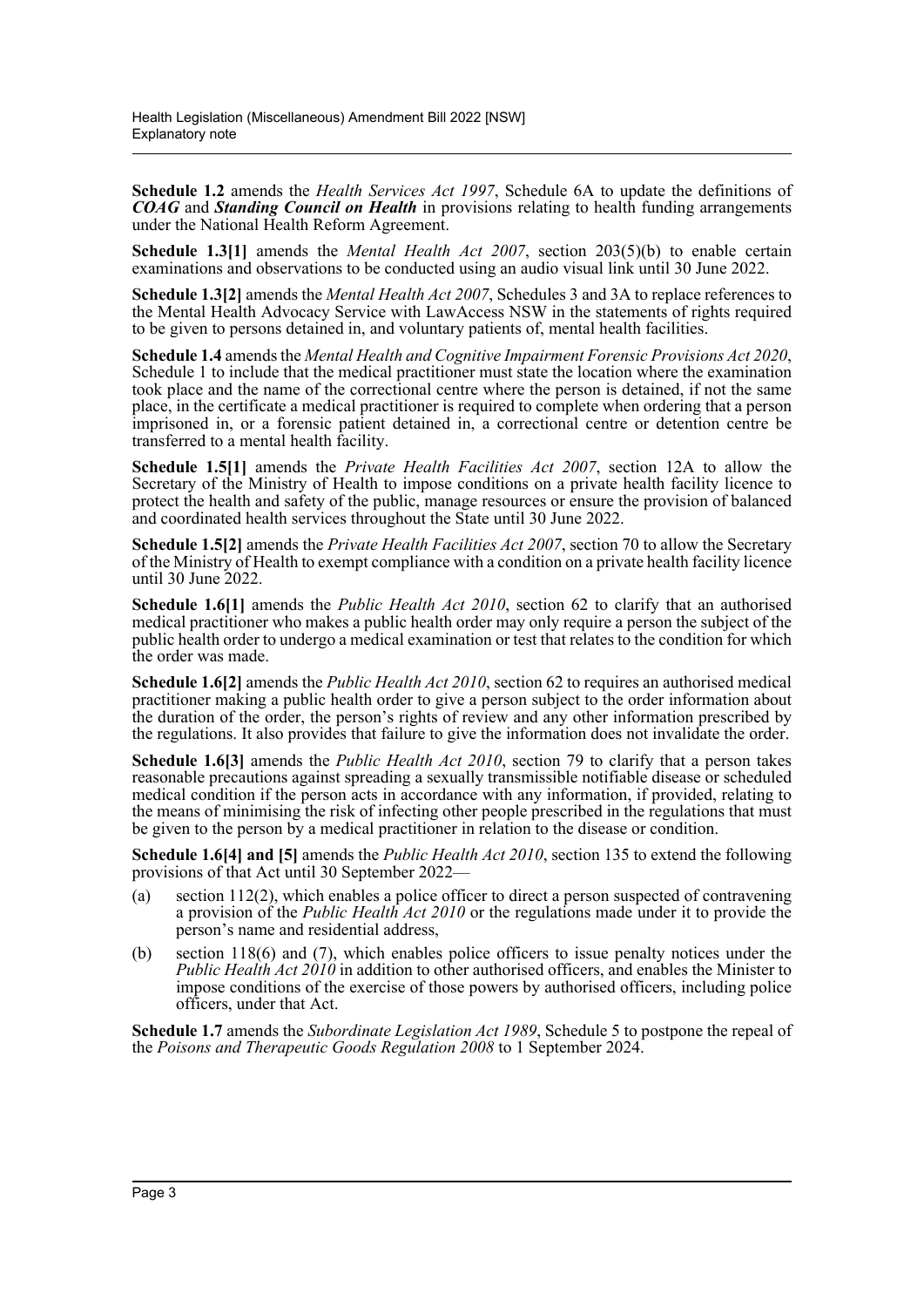**Schedule 1.2** amends the *Health Services Act 1997*, Schedule 6A to update the definitions of ***COAG*** and ***Standing Council on Health*** in provisions relating to health funding arrangements under the National Health Reform Agreement.

**Schedule 1.3[1]** amends the *Mental Health Act 2007*, section 203(5)(b) to enable certain examinations and observations to be conducted using an audio visual link until 30 June 2022.

**Schedule 1.3[2]** amends the *Mental Health Act 2007*, Schedules 3 and 3A to replace references to the Mental Health Advocacy Service with LawAccess NSW in the statements of rights required to be given to persons detained in, and voluntary patients of, mental health facilities.

**Schedule 1.4** amends the *Mental Health and Cognitive Impairment Forensic Provisions Act 2020*, Schedule 1 to include that the medical practitioner must state the location where the examination took place and the name of the correctional centre where the person is detained, if not the same place, in the certificate a medical practitioner is required to complete when ordering that a person imprisoned in, or a forensic patient detained in, a correctional centre or detention centre be transferred to a mental health facility.

**Schedule 1.5[1]** amends the *Private Health Facilities Act 2007*, section 12A to allow the Secretary of the Ministry of Health to impose conditions on a private health facility licence to protect the health and safety of the public, manage resources or ensure the provision of balanced and coordinated health services throughout the State until 30 June 2022.

**Schedule 1.5[2]** amends the *Private Health Facilities Act 2007*, section 70 to allow the Secretary of the Ministry of Health to exempt compliance with a condition on a private health facility licence until 30 June 2022.

**Schedule 1.6[1]** amends the *Public Health Act 2010*, section 62 to clarify that an authorised medical practitioner who makes a public health order may only require a person the subject of the public health order to undergo a medical examination or test that relates to the condition for which the order was made.

**Schedule 1.6[2]** amends the *Public Health Act 2010*, section 62 to requires an authorised medical practitioner making a public health order to give a person subject to the order information about the duration of the order, the person's rights of review and any other information prescribed by the regulations. It also provides that failure to give the information does not invalidate the order.

**Schedule 1.6[3]** amends the *Public Health Act 2010*, section 79 to clarify that a person takes reasonable precautions against spreading a sexually transmissible notifiable disease or scheduled medical condition if the person acts in accordance with any information, if provided, relating to the means of minimising the risk of infecting other people prescribed in the regulations that must be given to the person by a medical practitioner in relation to the disease or condition.

**Schedule 1.6[4] and [5]** amends the *Public Health Act 2010*, section 135 to extend the following provisions of that Act until 30 September 2022—

(a) section 112(2), which enables a police officer to direct a person suspected of contravening a provision of the *Public Health Act 2010* or the regulations made under it to provide the person's name and residential address,

(b) section 118(6) and (7), which enables police officers to issue penalty notices under the *Public Health Act 2010* in addition to other authorised officers, and enables the Minister to impose conditions of the exercise of those powers by authorised officers, including police officers, under that Act.

**Schedule 1.7** amends the *Subordinate Legislation Act 1989*, Schedule 5 to postpone the repeal of the *Poisons and Therapeutic Goods Regulation 2008* to 1 September 2024.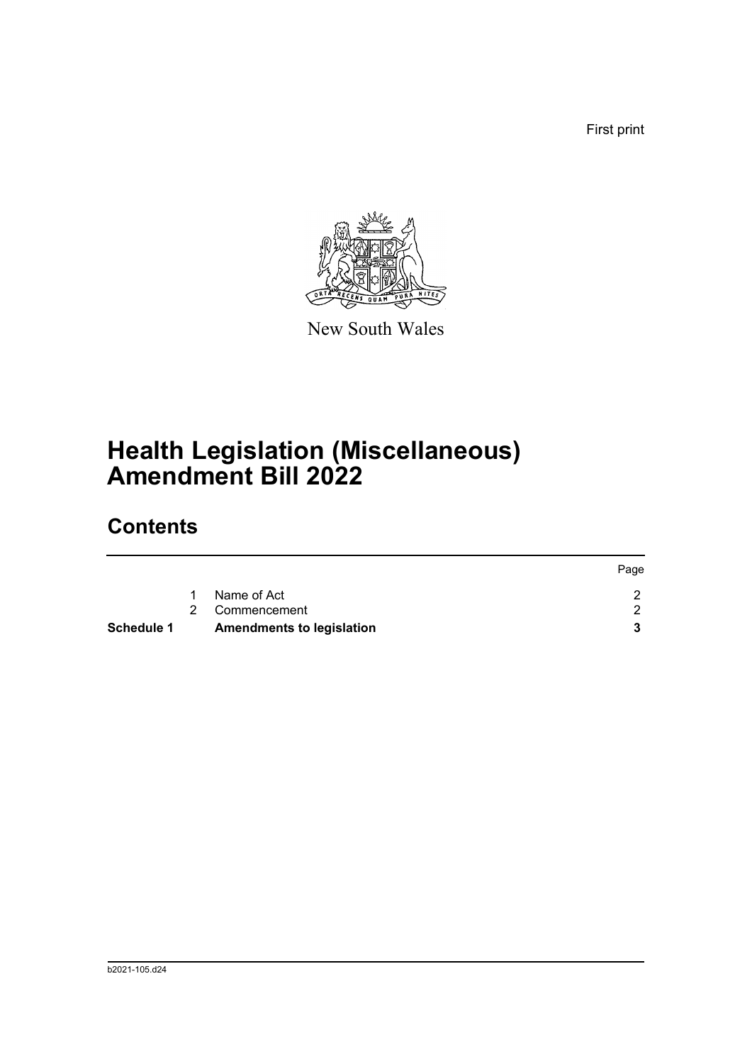First print

New South Wales

# Health Legislation (Miscellaneous) Amendment Bill 2022

## Contents

| | | | Page |
|---|---|---|---|
| | 1 | Name of Act | 2 |
| | 2 | Commencement | 2 |
| **Schedule 1** | | **Amendments to legislation** | **3** |

b2021-105.d24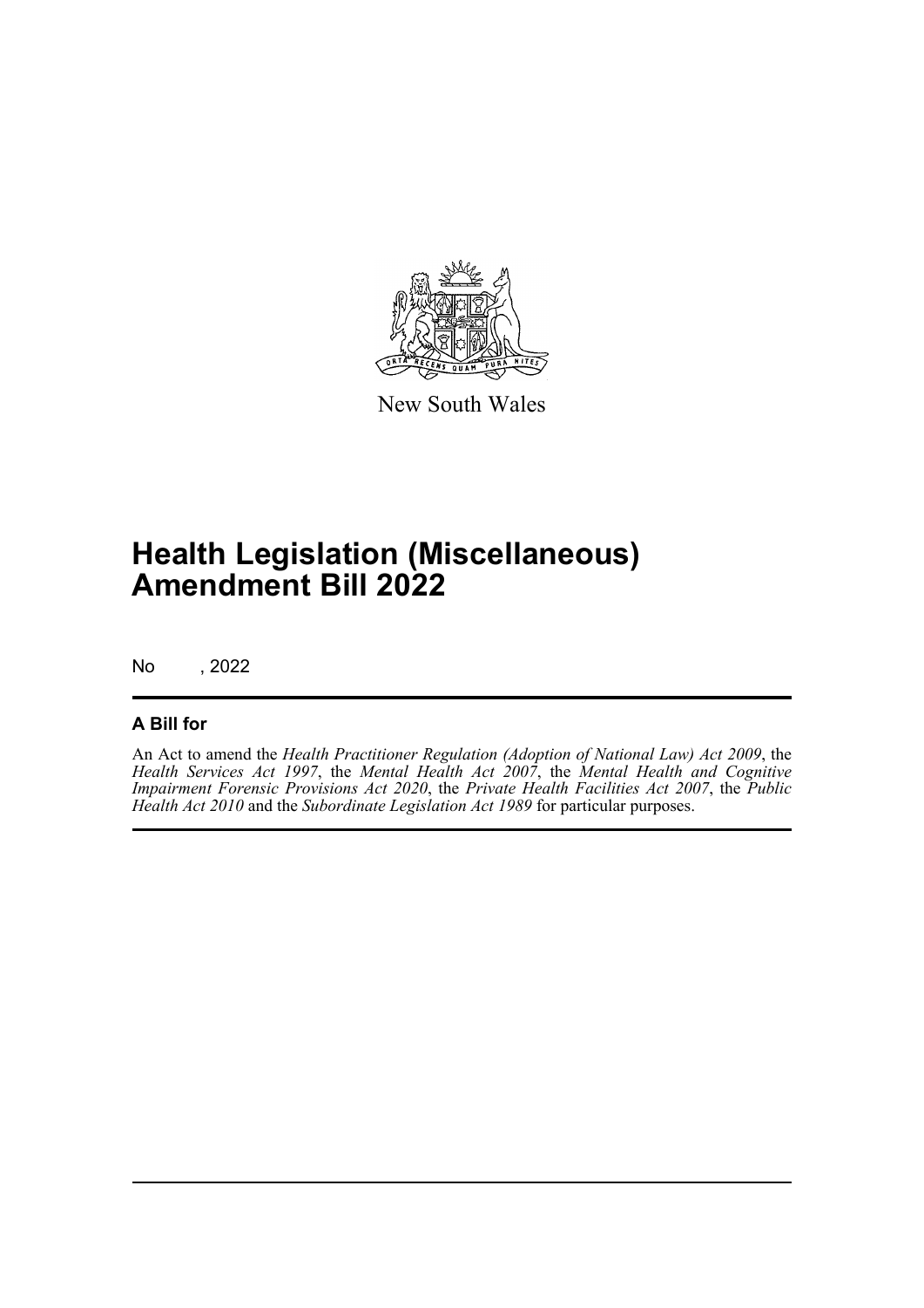New South Wales

# Health Legislation (Miscellaneous) Amendment Bill 2022

No , 2022

## A Bill for

An Act to amend the *Health Practitioner Regulation (Adoption of National Law) Act 2009*, the *Health Services Act 1997*, the *Mental Health Act 2007*, the *Mental Health and Cognitive Impairment Forensic Provisions Act 2020*, the *Private Health Facilities Act 2007*, the *Public Health Act 2010* and the *Subordinate Legislation Act 1989* for particular purposes.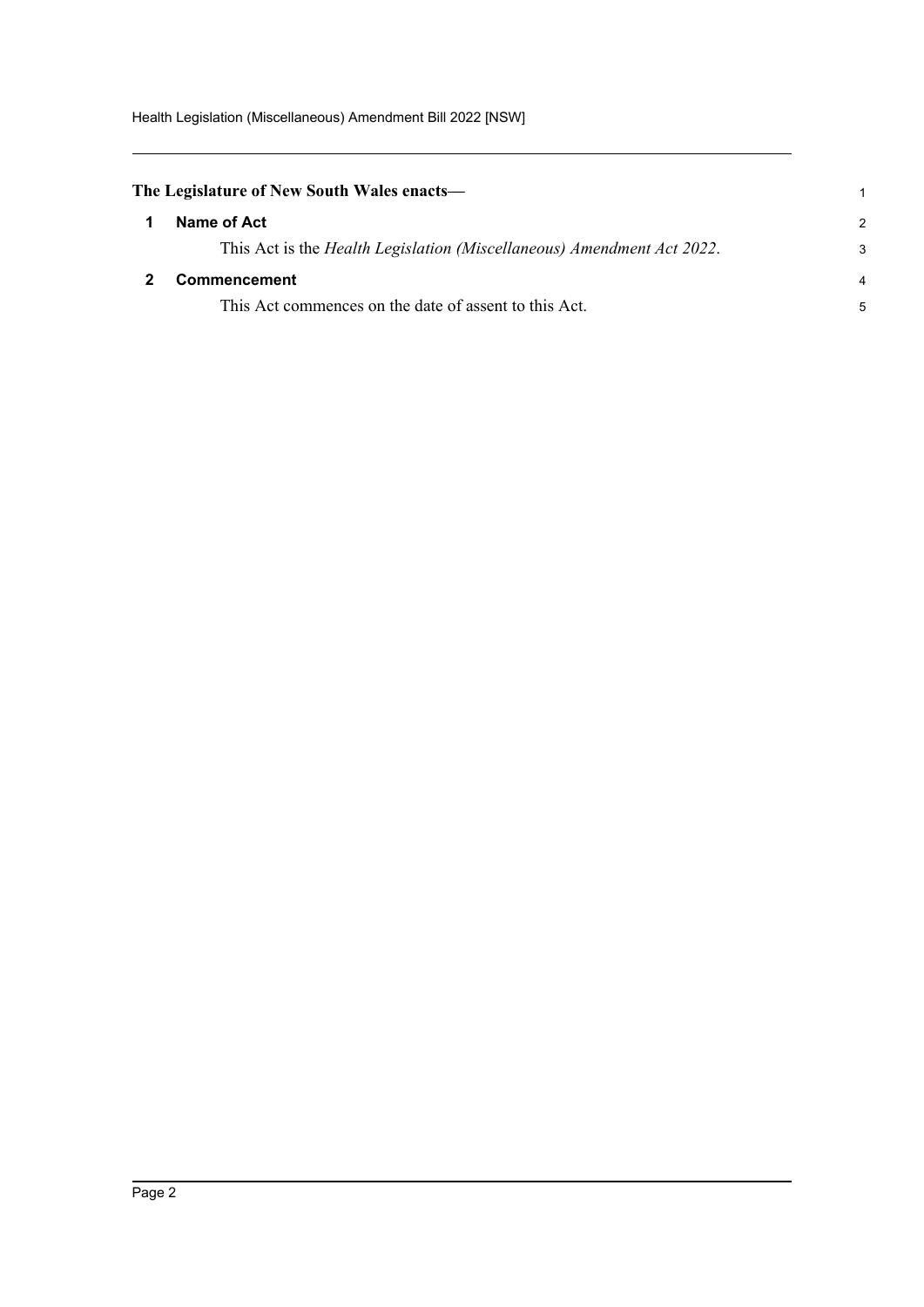**The Legislature of New South Wales enacts—**

## 1 Name of Act

This Act is the *Health Legislation (Miscellaneous) Amendment Act 2022*.

## 2 Commencement

This Act commences on the date of assent to this Act.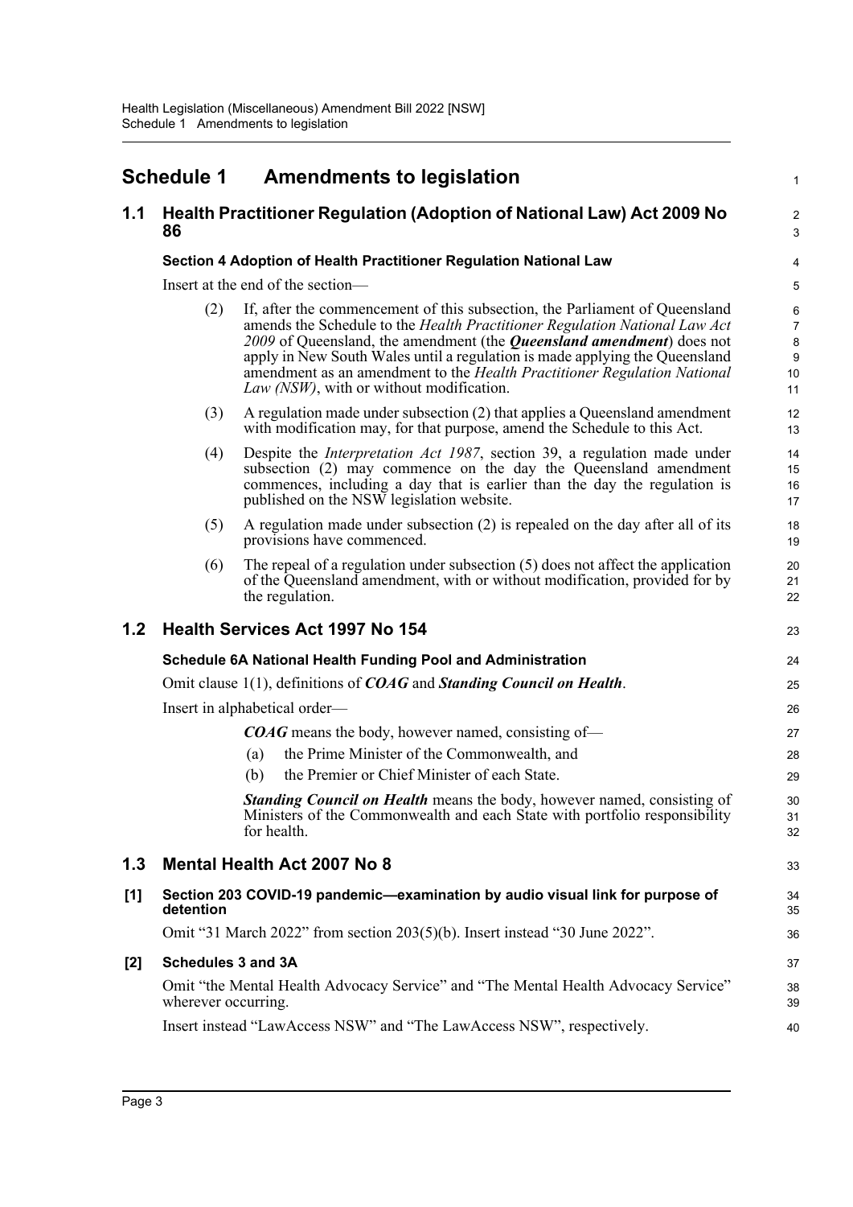# Schedule 1 Amendments to legislation

## 1.1 Health Practitioner Regulation (Adoption of National Law) Act 2009 No 86

### Section 4 Adoption of Health Practitioner Regulation National Law

Insert at the end of the section—

(2) If, after the commencement of this subsection, the Parliament of Queensland amends the Schedule to the *Health Practitioner Regulation National Law Act 2009* of Queensland, the amendment (the ***Queensland amendment***) does not apply in New South Wales until a regulation is made applying the Queensland amendment as an amendment to the *Health Practitioner Regulation National Law (NSW)*, with or without modification.

(3) A regulation made under subsection (2) that applies a Queensland amendment with modification may, for that purpose, amend the Schedule to this Act.

(4) Despite the *Interpretation Act 1987*, section 39, a regulation made under subsection (2) may commence on the day the Queensland amendment commences, including a day that is earlier than the day the regulation is published on the NSW legislation website.

(5) A regulation made under subsection (2) is repealed on the day after all of its provisions have commenced.

(6) The repeal of a regulation under subsection (5) does not affect the application of the Queensland amendment, with or without modification, provided for by the regulation.

## 1.2 Health Services Act 1997 No 154

### Schedule 6A National Health Funding Pool and Administration

Omit clause 1(1), definitions of ***COAG*** and ***Standing Council on Health***.

Insert in alphabetical order—

***COAG*** means the body, however named, consisting of—

(a) the Prime Minister of the Commonwealth, and

(b) the Premier or Chief Minister of each State.

***Standing Council on Health*** means the body, however named, consisting of Ministers of the Commonwealth and each State with portfolio responsibility for health.

## 1.3 Mental Health Act 2007 No 8

### [1] Section 203 COVID-19 pandemic—examination by audio visual link for purpose of detention

Omit "31 March 2022" from section 203(5)(b). Insert instead "30 June 2022".

### [2] Schedules 3 and 3A

Omit "the Mental Health Advocacy Service" and "The Mental Health Advocacy Service" wherever occurring.

Insert instead "LawAccess NSW" and "The LawAccess NSW", respectively.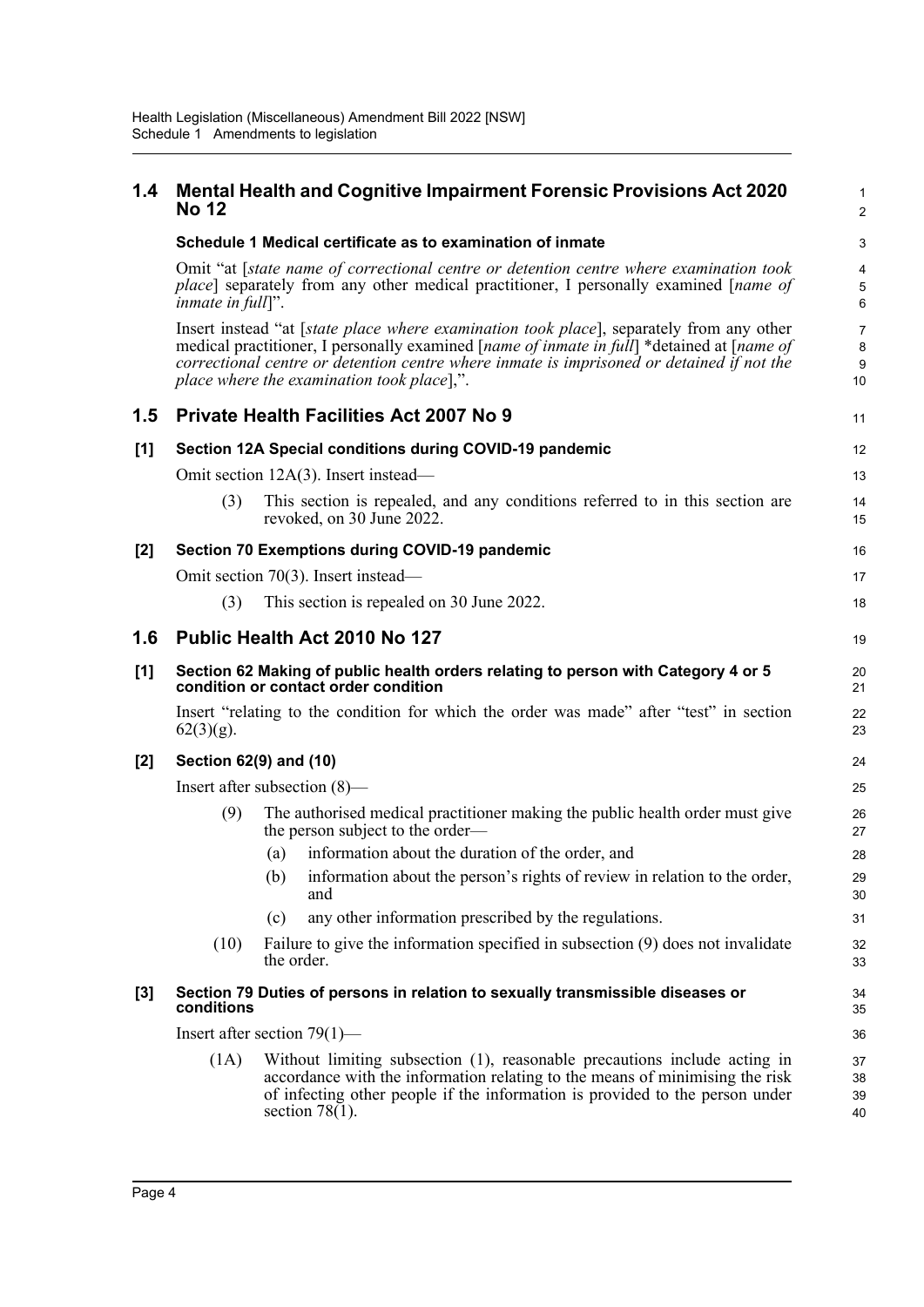## 1.4 Mental Health and Cognitive Impairment Forensic Provisions Act 2020 No 12

### Schedule 1 Medical certificate as to examination of inmate

Omit "at [*state name of correctional centre or detention centre where examination took place*] separately from any other medical practitioner, I personally examined [*name of inmate in full*]".

Insert instead "at [*state place where examination took place*], separately from any other medical practitioner, I personally examined [*name of inmate in full*] *detained at [*name of correctional centre or detention centre where inmate is imprisoned or detained if not the place where the examination took place*],".

## 1.5 Private Health Facilities Act 2007 No 9

### [1] Section 12A Special conditions during COVID-19 pandemic

Omit section 12A(3). Insert instead—

(3) This section is repealed, and any conditions referred to in this section are revoked, on 30 June 2022.

### [2] Section 70 Exemptions during COVID-19 pandemic

Omit section 70(3). Insert instead—

(3) This section is repealed on 30 June 2022.

## 1.6 Public Health Act 2010 No 127

### [1] Section 62 Making of public health orders relating to person with Category 4 or 5 condition or contact order condition

Insert "relating to the condition for which the order was made" after "test" in section 62(3)(g).

### [2] Section 62(9) and (10)

Insert after subsection (8)—

(9) The authorised medical practitioner making the public health order must give the person subject to the order—

(a) information about the duration of the order, and

(b) information about the person's rights of review in relation to the order, and

(c) any other information prescribed by the regulations.

(10) Failure to give the information specified in subsection (9) does not invalidate the order.

### [3] Section 79 Duties of persons in relation to sexually transmissible diseases or conditions

Insert after section 79(1)—

(1A) Without limiting subsection (1), reasonable precautions include acting in accordance with the information relating to the means of minimising the risk of infecting other people if the information is provided to the person under section 78(1).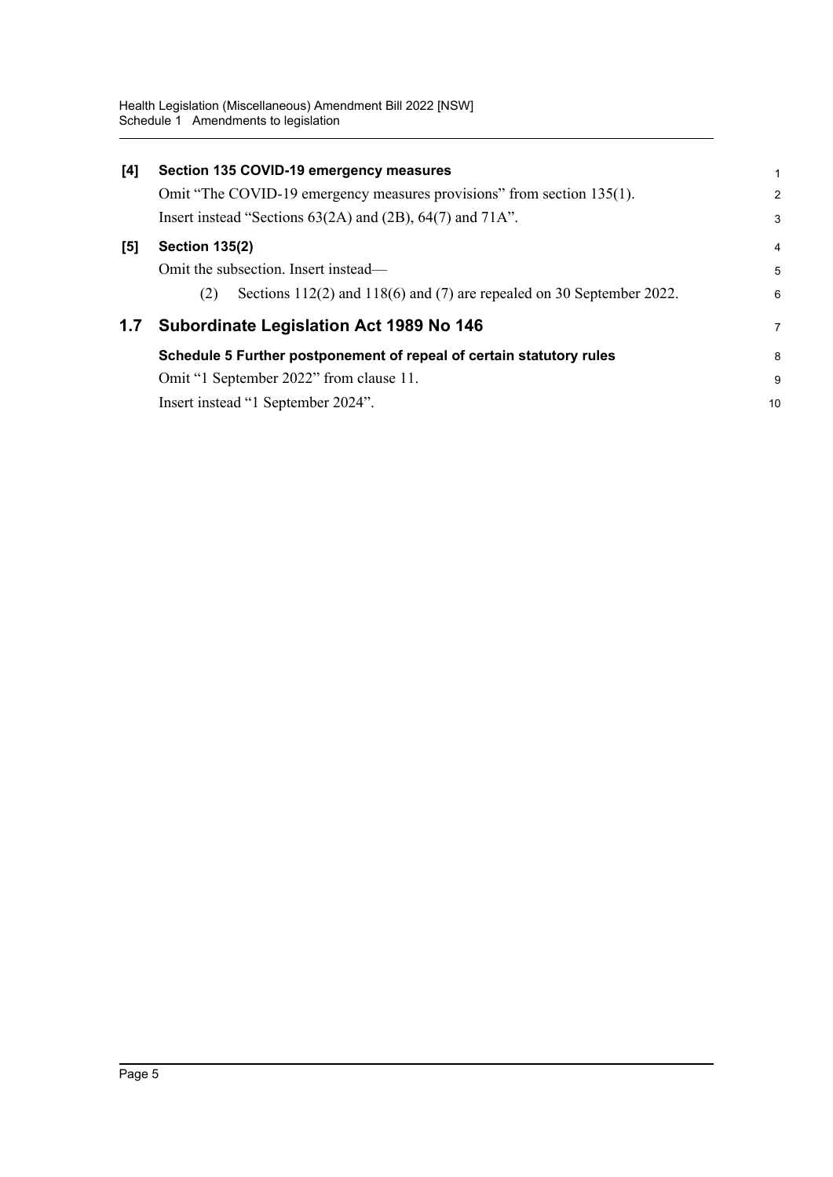**[4] Section 135 COVID-19 emergency measures**

Omit "The COVID-19 emergency measures provisions" from section 135(1).

Insert instead "Sections 63(2A) and (2B), 64(7) and 71A".

**[5] Section 135(2)**

Omit the subsection. Insert instead—

(2) Sections 112(2) and 118(6) and (7) are repealed on 30 September 2022.

## 1.7 Subordinate Legislation Act 1989 No 146

**Schedule 5 Further postponement of repeal of certain statutory rules**

Omit "1 September 2022" from clause 11.

Insert instead "1 September 2024".